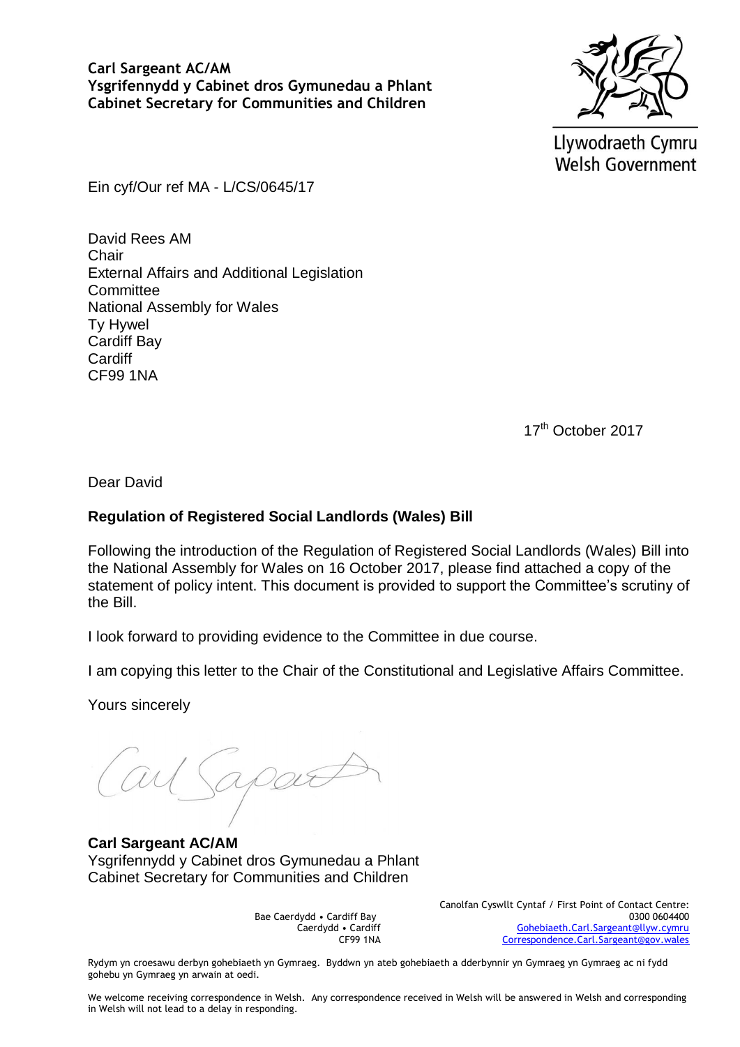**Carl Sargeant AC/AM**
**Ysgrifennydd y Cabinet dros Gymunedau a Phlant**
**Cabinet Secretary for Communities and Children**

Llywodraeth Cymru
Welsh Government

Ein cyf/Our ref MA - L/CS/0645/17

David Rees AM
Chair
External Affairs and Additional Legislation Committee
National Assembly for Wales
Ty Hywel
Cardiff Bay
Cardiff
CF99 1NA

17th October 2017

Dear David

**Regulation of Registered Social Landlords (Wales) Bill**

Following the introduction of the Regulation of Registered Social Landlords (Wales) Bill into the National Assembly for Wales on 16 October 2017, please find attached a copy of the statement of policy intent. This document is provided to support the Committee's scrutiny of the Bill.

I look forward to providing evidence to the Committee in due course.

I am copying this letter to the Chair of the Constitutional and Legislative Affairs Committee.

Yours sincerely

**Carl Sargeant AC/AM**
Ysgrifennydd y Cabinet dros Gymunedau a Phlant
Cabinet Secretary for Communities and Children

Bae Caerdydd • Cardiff Bay
Caerdydd • Cardiff
CF99 1NA

Canolfan Cyswllt Cyntaf / First Point of Contact Centre:
0300 0604400
Gohebiaeth.Carl.Sargeant@llyw.cymru
Correspondence.Carl.Sargeant@gov.wales

Rydym yn croesawu derbyn gohebiaeth yn Gymraeg. Byddwn yn ateb gohebiaeth a dderbynnir yn Gymraeg yn Gymraeg ac ni fydd gohebu yn Gymraeg yn arwain at oedi.

We welcome receiving correspondence in Welsh. Any correspondence received in Welsh will be answered in Welsh and corresponding in Welsh will not lead to a delay in responding.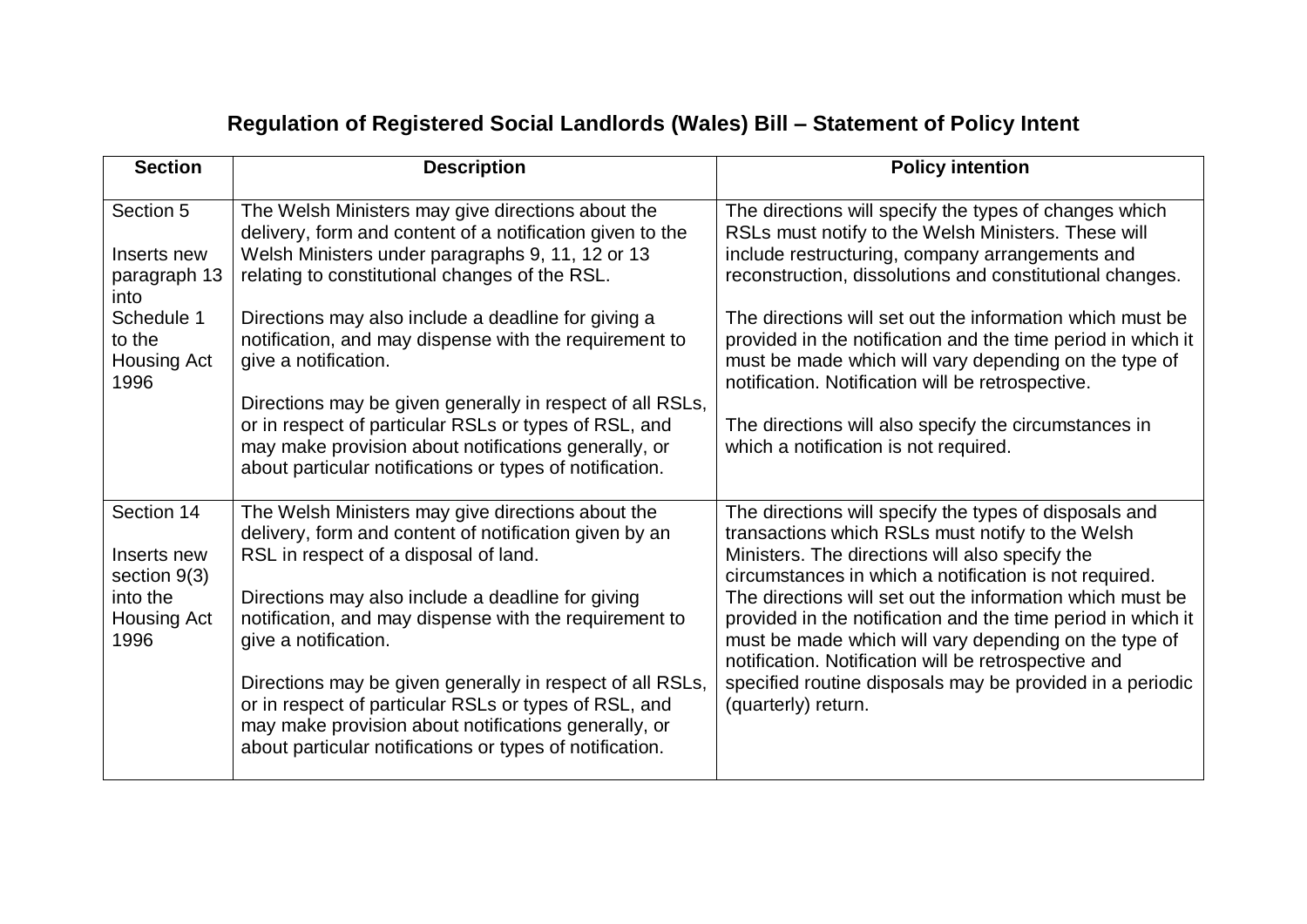## Regulation of Registered Social Landlords (Wales) Bill – Statement of Policy Intent

| Section | Description | Policy intention |
|---|---|---|
| Section 5<br><br>Inserts new paragraph 13 into Schedule 1 to the Housing Act 1996 | The Welsh Ministers may give directions about the delivery, form and content of a notification given to the Welsh Ministers under paragraphs 9, 11, 12 or 13 relating to constitutional changes of the RSL.<br><br>Directions may also include a deadline for giving a notification, and may dispense with the requirement to give a notification.<br><br>Directions may be given generally in respect of all RSLs, or in respect of particular RSLs or types of RSL, and may make provision about notifications generally, or about particular notifications or types of notification. | The directions will specify the types of changes which RSLs must notify to the Welsh Ministers. These will include restructuring, company arrangements and reconstruction, dissolutions and constitutional changes.<br><br>The directions will set out the information which must be provided in the notification and the time period in which it must be made which will vary depending on the type of notification. Notification will be retrospective.<br><br>The directions will also specify the circumstances in which a notification is not required. |
| Section 14<br><br>Inserts new section 9(3) into the Housing Act 1996 | The Welsh Ministers may give directions about the delivery, form and content of notification given by an RSL in respect of a disposal of land.<br><br>Directions may also include a deadline for giving notification, and may dispense with the requirement to give a notification.<br><br>Directions may be given generally in respect of all RSLs, or in respect of particular RSLs or types of RSL, and may make provision about notifications generally, or about particular notifications or types of notification. | The directions will specify the types of disposals and transactions which RSLs must notify to the Welsh Ministers. The directions will also specify the circumstances in which a notification is not required. The directions will set out the information which must be provided in the notification and the time period in which it must be made which will vary depending on the type of notification. Notification will be retrospective and specified routine disposals may be provided in a periodic (quarterly) return. |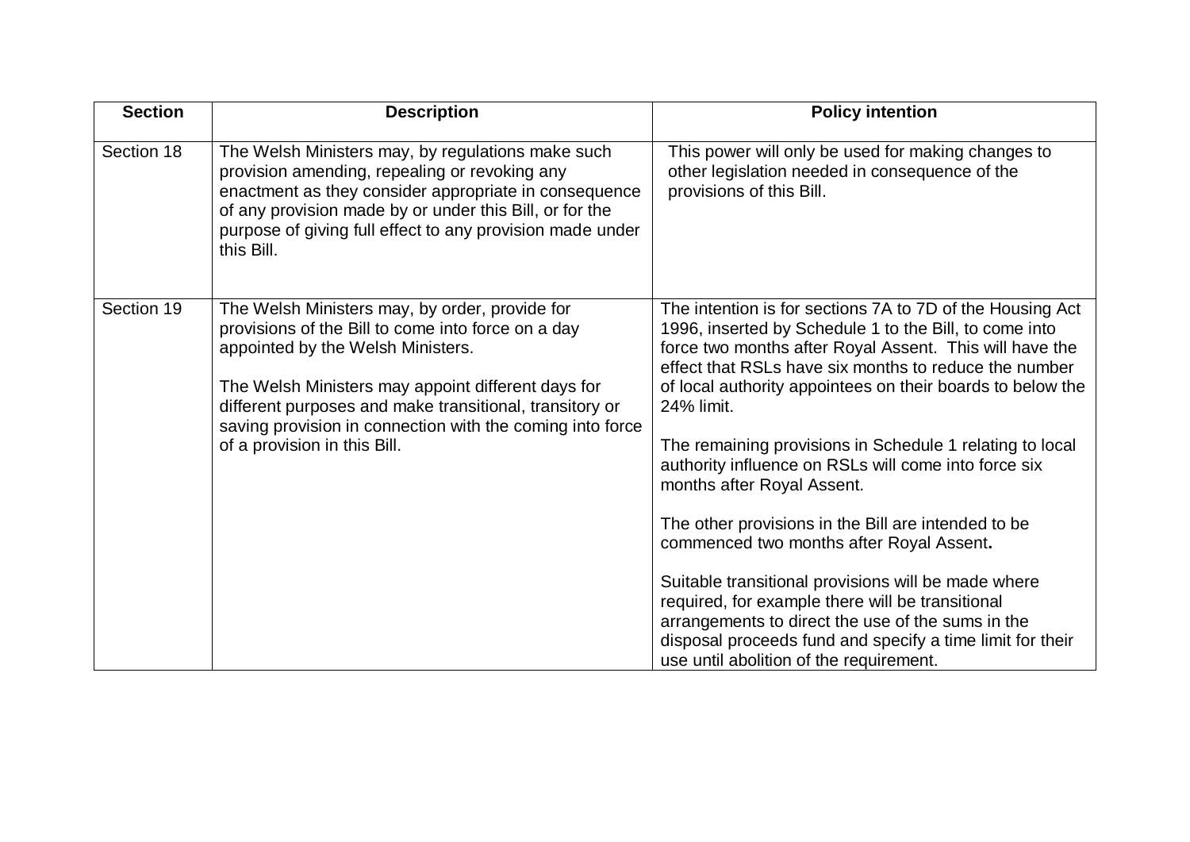| Section | Description | Policy intention |
|---|---|---|
| Section 18 | The Welsh Ministers may, by regulations make such provision amending, repealing or revoking any enactment as they consider appropriate in consequence of any provision made by or under this Bill, or for the purpose of giving full effect to any provision made under this Bill. | This power will only be used for making changes to other legislation needed in consequence of the provisions of this Bill. |
| Section 19 | The Welsh Ministers may, by order, provide for provisions of the Bill to come into force on a day appointed by the Welsh Ministers.<br><br>The Welsh Ministers may appoint different days for different purposes and make transitional, transitory or saving provision in connection with the coming into force of a provision in this Bill. | The intention is for sections 7A to 7D of the Housing Act 1996, inserted by Schedule 1 to the Bill, to come into force two months after Royal Assent. This will have the effect that RSLs have six months to reduce the number of local authority appointees on their boards to below the 24% limit.<br><br>The remaining provisions in Schedule 1 relating to local authority influence on RSLs will come into force six months after Royal Assent.<br><br>The other provisions in the Bill are intended to be commenced two months after Royal Assent**.**<br><br>Suitable transitional provisions will be made where required, for example there will be transitional arrangements to direct the use of the sums in the disposal proceeds fund and specify a time limit for their use until abolition of the requirement. |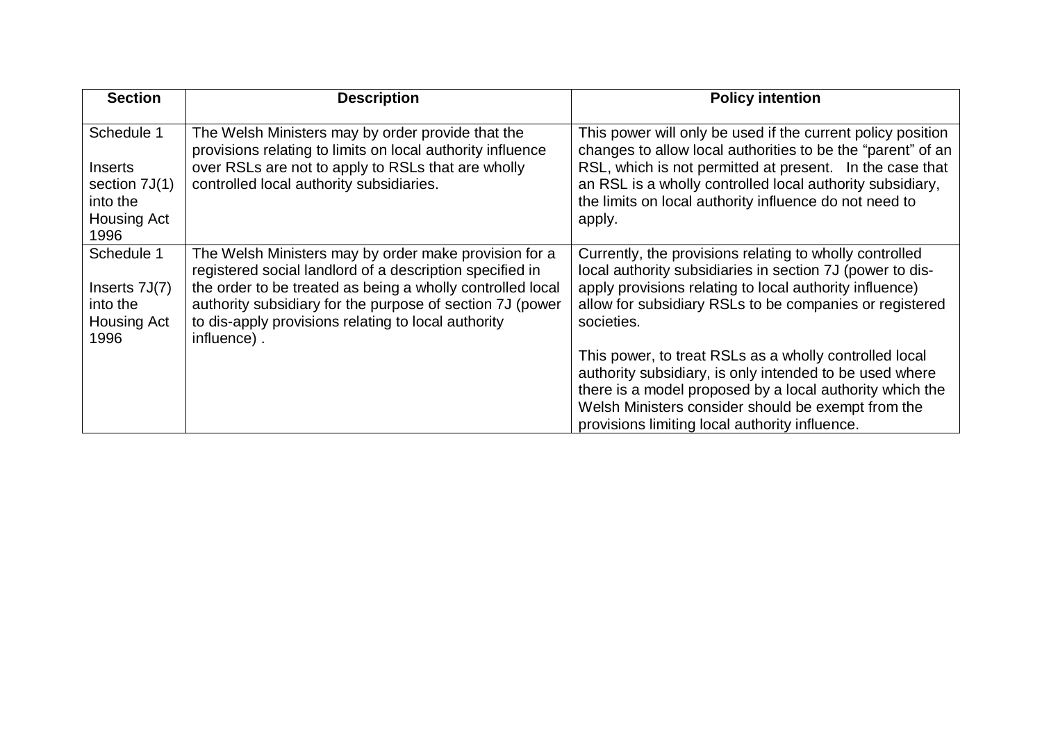| Section | Description | Policy intention |
|---|---|---|
| Schedule 1<br><br>Inserts section 7J(1) into the Housing Act 1996 | The Welsh Ministers may by order provide that the provisions relating to limits on local authority influence over RSLs are not to apply to RSLs that are wholly controlled local authority subsidiaries. | This power will only be used if the current policy position changes to allow local authorities to be the "parent" of an RSL, which is not permitted at present. In the case that an RSL is a wholly controlled local authority subsidiary, the limits on local authority influence do not need to apply. |
| Schedule 1<br><br>Inserts 7J(7) into the Housing Act 1996 | The Welsh Ministers may by order make provision for a registered social landlord of a description specified in the order to be treated as being a wholly controlled local authority subsidiary for the purpose of section 7J (power to dis-apply provisions relating to local authority influence) . | Currently, the provisions relating to wholly controlled local authority subsidiaries in section 7J (power to dis-apply provisions relating to local authority influence) allow for subsidiary RSLs to be companies or registered societies.<br><br>This power, to treat RSLs as a wholly controlled local authority subsidiary, is only intended to be used where there is a model proposed by a local authority which the Welsh Ministers consider should be exempt from the provisions limiting local authority influence. |